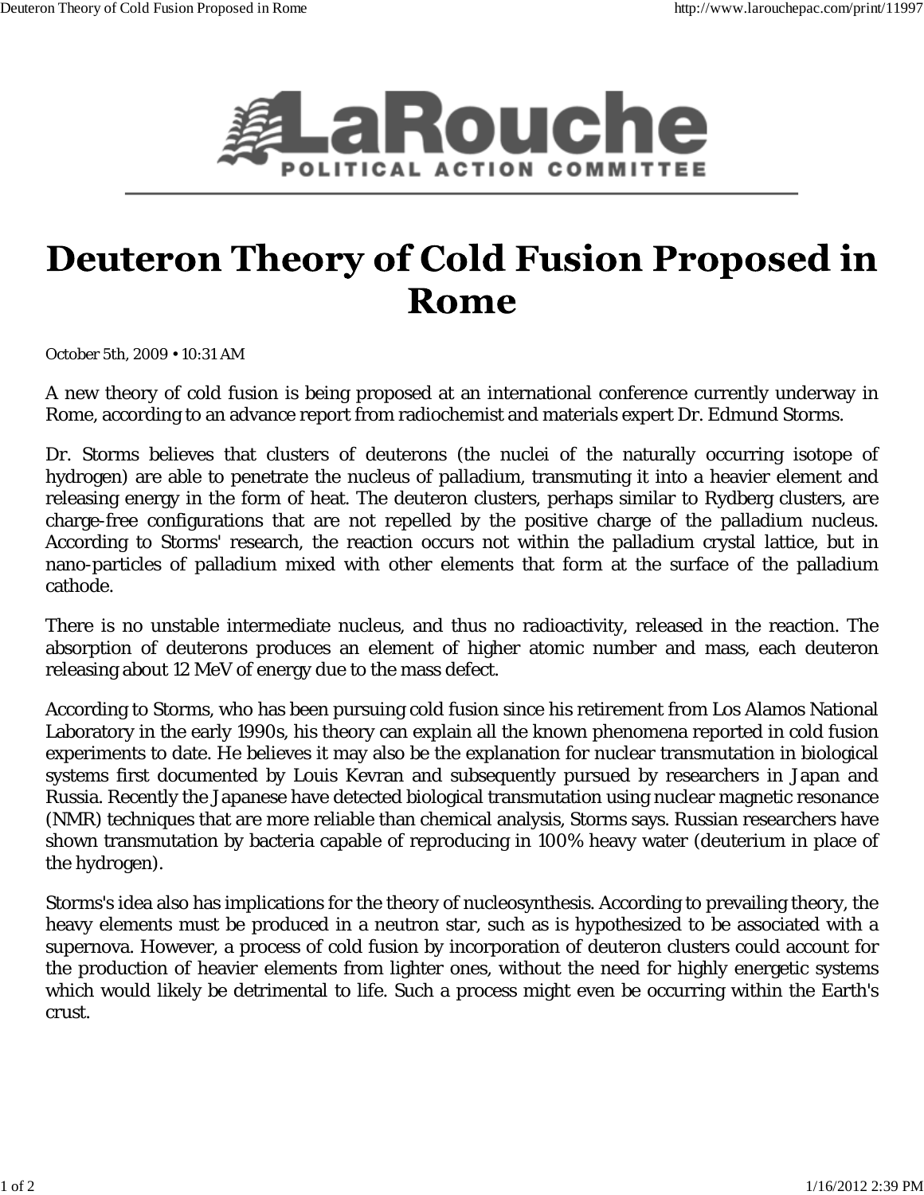LaRouche POLITICAL ACTION COMMITTEE

# Deuteron Theory of Cold Fusion Proposed in Rome

October 5th, 2009 • 10:31 AM

A new theory of cold fusion is being proposed at an international conference currently underway in Rome, according to an advance report from radiochemist and materials expert Dr. Edmund Storms.

Dr. Storms believes that clusters of deuterons (the nuclei of the naturally occurring isotope of hydrogen) are able to penetrate the nucleus of palladium, transmuting it into a heavier element and releasing energy in the form of heat. The deuteron clusters, perhaps similar to Rydberg clusters, are charge-free configurations that are not repelled by the positive charge of the palladium nucleus. According to Storms' research, the reaction occurs not within the palladium crystal lattice, but in nano-particles of palladium mixed with other elements that form at the surface of the palladium cathode.

There is no unstable intermediate nucleus, and thus no radioactivity, released in the reaction. The absorption of deuterons produces an element of higher atomic number and mass, each deuteron releasing about 12 MeV of energy due to the mass defect.

According to Storms, who has been pursuing cold fusion since his retirement from Los Alamos National Laboratory in the early 1990s, his theory can explain all the known phenomena reported in cold fusion experiments to date. He believes it may also be the explanation for nuclear transmutation in biological systems first documented by Louis Kevran and subsequently pursued by researchers in Japan and Russia. Recently the Japanese have detected biological transmutation using nuclear magnetic resonance (NMR) techniques that are more reliable than chemical analysis, Storms says. Russian researchers have shown transmutation by bacteria capable of reproducing in 100% heavy water (deuterium in place of the hydrogen).

Storms's idea also has implications for the theory of nucleosynthesis. According to prevailing theory, the heavy elements must be produced in a neutron star, such as is hypothesized to be associated with a supernova. However, a process of cold fusion by incorporation of deuteron clusters could account for the production of heavier elements from lighter ones, without the need for highly energetic systems which would likely be detrimental to life. Such a process might even be occurring within the Earth's crust.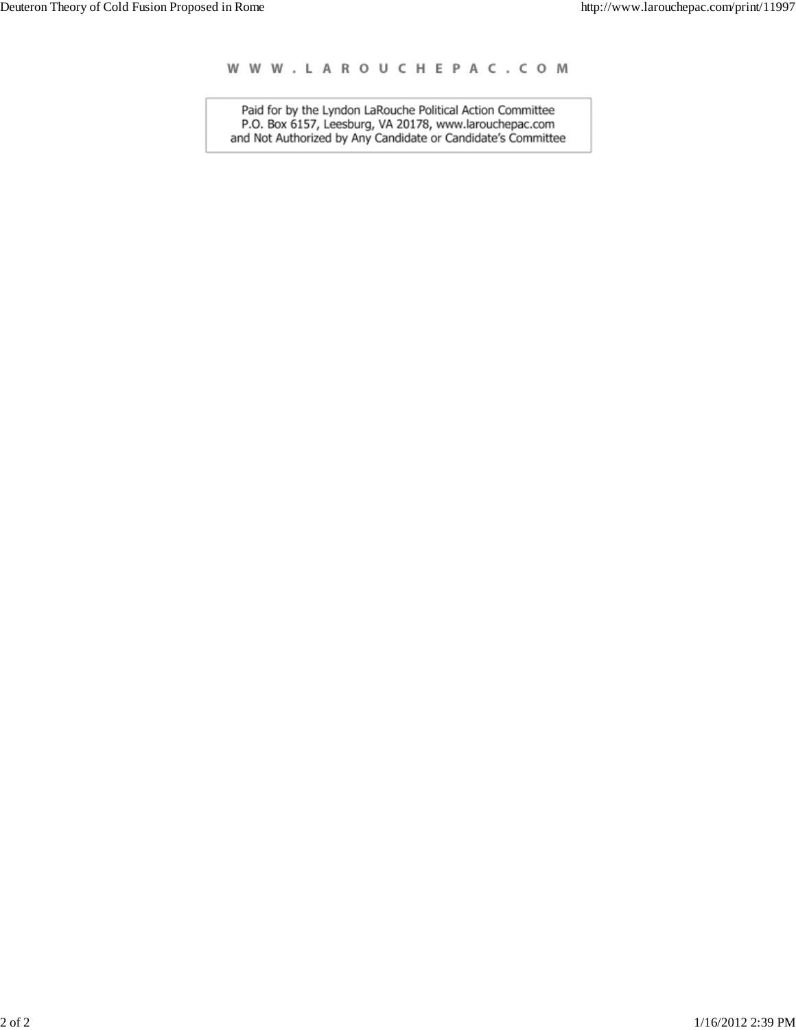W W W . L A R O U C H E P A C . C O M

Paid for by the Lyndon LaRouche Political Action Committee
P.O. Box 6157, Leesburg, VA 20178, www.larouchepac.com
and Not Authorized by Any Candidate or Candidate's Committee